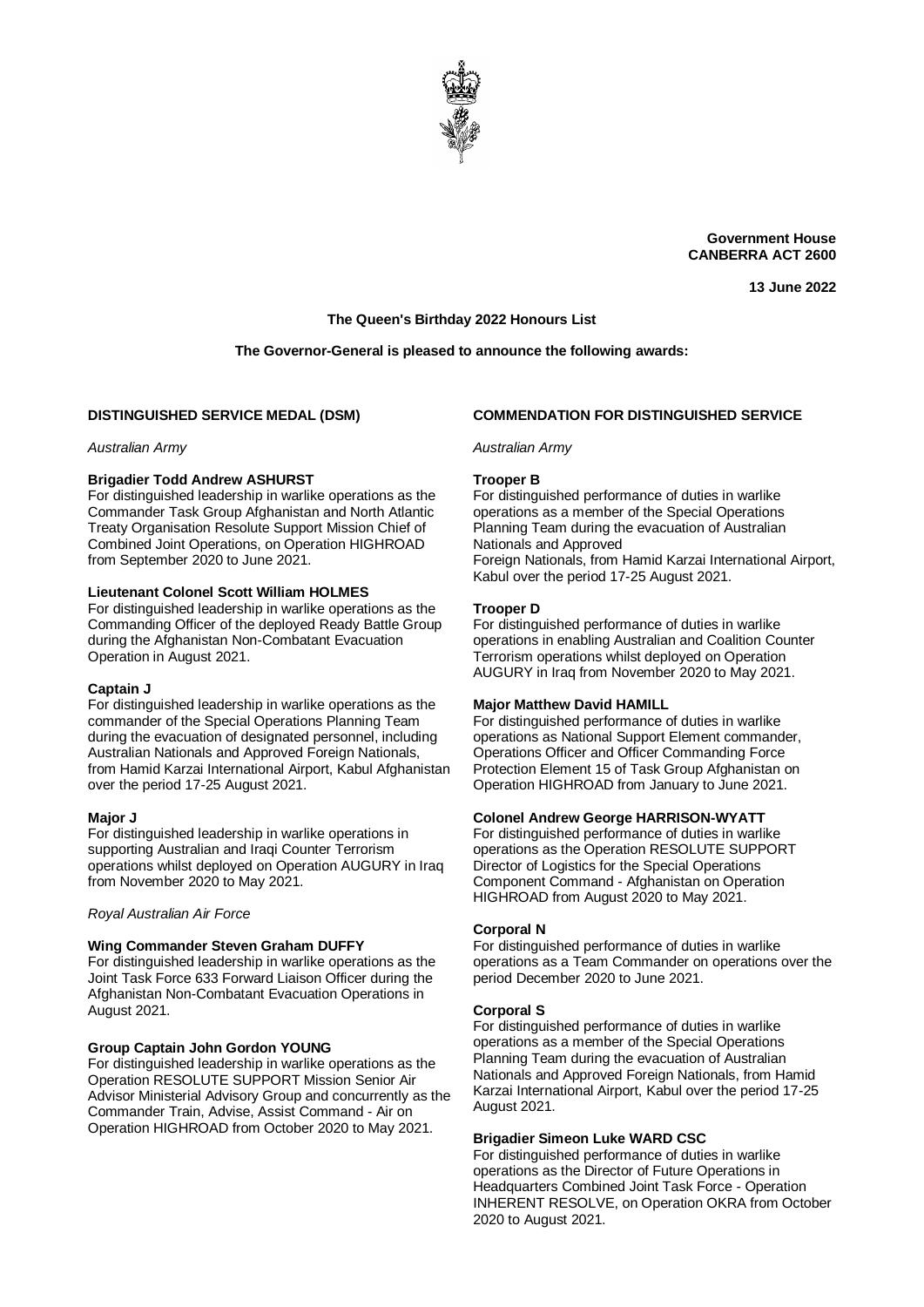**Government House**
**CANBERRA ACT 2600**

**13 June 2022**

**The Queen's Birthday 2022 Honours List**

**The Governor-General is pleased to announce the following awards:**

## DISTINGUISHED SERVICE MEDAL (DSM)

*Australian Army*

**Brigadier Todd Andrew ASHURST**
For distinguished leadership in warlike operations as the Commander Task Group Afghanistan and North Atlantic Treaty Organisation Resolute Support Mission Chief of Combined Joint Operations, on Operation HIGHROAD from September 2020 to June 2021.

**Lieutenant Colonel Scott William HOLMES**
For distinguished leadership in warlike operations as the Commanding Officer of the deployed Ready Battle Group during the Afghanistan Non-Combatant Evacuation Operation in August 2021.

**Captain J**
For distinguished leadership in warlike operations as the commander of the Special Operations Planning Team during the evacuation of designated personnel, including Australian Nationals and Approved Foreign Nationals, from Hamid Karzai International Airport, Kabul Afghanistan over the period 17-25 August 2021.

**Major J**
For distinguished leadership in warlike operations in supporting Australian and Iraqi Counter Terrorism operations whilst deployed on Operation AUGURY in Iraq from November 2020 to May 2021.

*Royal Australian Air Force*

**Wing Commander Steven Graham DUFFY**
For distinguished leadership in warlike operations as the Joint Task Force 633 Forward Liaison Officer during the Afghanistan Non-Combatant Evacuation Operations in August 2021.

**Group Captain John Gordon YOUNG**
For distinguished leadership in warlike operations as the Operation RESOLUTE SUPPORT Mission Senior Air Advisor Ministerial Advisory Group and concurrently as the Commander Train, Advise, Assist Command - Air on Operation HIGHROAD from October 2020 to May 2021.

## COMMENDATION FOR DISTINGUISHED SERVICE

*Australian Army*

**Trooper B**
For distinguished performance of duties in warlike operations as a member of the Special Operations Planning Team during the evacuation of Australian Nationals and Approved
Foreign Nationals, from Hamid Karzai International Airport, Kabul over the period 17-25 August 2021.

**Trooper D**
For distinguished performance of duties in warlike operations in enabling Australian and Coalition Counter Terrorism operations whilst deployed on Operation AUGURY in Iraq from November 2020 to May 2021.

**Major Matthew David HAMILL**
For distinguished performance of duties in warlike operations as National Support Element commander, Operations Officer and Officer Commanding Force Protection Element 15 of Task Group Afghanistan on Operation HIGHROAD from January to June 2021.

**Colonel Andrew George HARRISON-WYATT**
For distinguished performance of duties in warlike operations as the Operation RESOLUTE SUPPORT Director of Logistics for the Special Operations Component Command - Afghanistan on Operation HIGHROAD from August 2020 to May 2021.

**Corporal N**
For distinguished performance of duties in warlike operations as a Team Commander on operations over the period December 2020 to June 2021.

**Corporal S**
For distinguished performance of duties in warlike operations as a member of the Special Operations Planning Team during the evacuation of Australian Nationals and Approved Foreign Nationals, from Hamid Karzai International Airport, Kabul over the period 17-25 August 2021.

**Brigadier Simeon Luke WARD CSC**
For distinguished performance of duties in warlike operations as the Director of Future Operations in Headquarters Combined Joint Task Force - Operation INHERENT RESOLVE, on Operation OKRA from October 2020 to August 2021.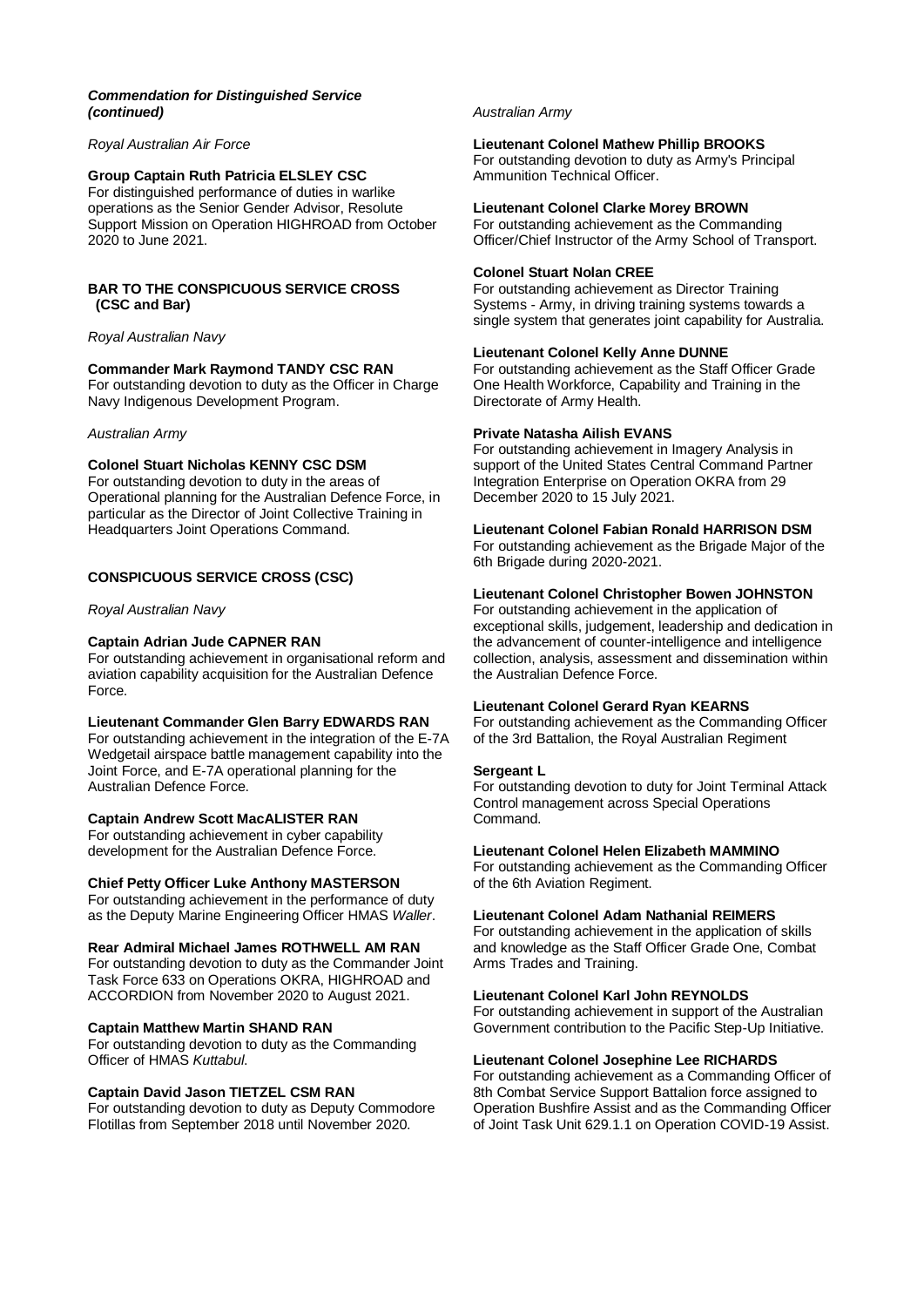***Commendation for Distinguished Service (continued)***

*Royal Australian Air Force*

**Group Captain Ruth Patricia ELSLEY CSC**
For distinguished performance of duties in warlike operations as the Senior Gender Advisor, Resolute Support Mission on Operation HIGHROAD from October 2020 to June 2021.

**BAR TO THE CONSPICUOUS SERVICE CROSS (CSC and Bar)**

*Royal Australian Navy*

**Commander Mark Raymond TANDY CSC RAN**
For outstanding devotion to duty as the Officer in Charge Navy Indigenous Development Program.

*Australian Army*

**Colonel Stuart Nicholas KENNY CSC DSM**
For outstanding devotion to duty in the areas of Operational planning for the Australian Defence Force, in particular as the Director of Joint Collective Training in Headquarters Joint Operations Command.

**CONSPICUOUS SERVICE CROSS (CSC)**

*Royal Australian Navy*

**Captain Adrian Jude CAPNER RAN**
For outstanding achievement in organisational reform and aviation capability acquisition for the Australian Defence Force.

**Lieutenant Commander Glen Barry EDWARDS RAN**
For outstanding achievement in the integration of the E-7A Wedgetail airspace battle management capability into the Joint Force, and E-7A operational planning for the Australian Defence Force.

**Captain Andrew Scott MacALISTER RAN**
For outstanding achievement in cyber capability development for the Australian Defence Force.

**Chief Petty Officer Luke Anthony MASTERSON**
For outstanding achievement in the performance of duty as the Deputy Marine Engineering Officer HMAS *Waller*.

**Rear Admiral Michael James ROTHWELL AM RAN**
For outstanding devotion to duty as the Commander Joint Task Force 633 on Operations OKRA, HIGHROAD and ACCORDION from November 2020 to August 2021.

**Captain Matthew Martin SHAND RAN**
For outstanding devotion to duty as the Commanding Officer of HMAS *Kuttabul*.

**Captain David Jason TIETZEL CSM RAN**
For outstanding devotion to duty as Deputy Commodore Flotillas from September 2018 until November 2020.

*Australian Army*

**Lieutenant Colonel Mathew Phillip BROOKS**
For outstanding devotion to duty as Army's Principal Ammunition Technical Officer.

**Lieutenant Colonel Clarke Morey BROWN**
For outstanding achievement as the Commanding Officer/Chief Instructor of the Army School of Transport.

**Colonel Stuart Nolan CREE**
For outstanding achievement as Director Training Systems - Army, in driving training systems towards a single system that generates joint capability for Australia.

**Lieutenant Colonel Kelly Anne DUNNE**
For outstanding achievement as the Staff Officer Grade One Health Workforce, Capability and Training in the Directorate of Army Health.

**Private Natasha Ailish EVANS**
For outstanding achievement in Imagery Analysis in support of the United States Central Command Partner Integration Enterprise on Operation OKRA from 29 December 2020 to 15 July 2021.

**Lieutenant Colonel Fabian Ronald HARRISON DSM**
For outstanding achievement as the Brigade Major of the 6th Brigade during 2020-2021.

**Lieutenant Colonel Christopher Bowen JOHNSTON**
For outstanding achievement in the application of exceptional skills, judgement, leadership and dedication in the advancement of counter-intelligence and intelligence collection, analysis, assessment and dissemination within the Australian Defence Force.

**Lieutenant Colonel Gerard Ryan KEARNS**
For outstanding achievement as the Commanding Officer of the 3rd Battalion, the Royal Australian Regiment

**Sergeant L**
For outstanding devotion to duty for Joint Terminal Attack Control management across Special Operations Command.

**Lieutenant Colonel Helen Elizabeth MAMMINO**
For outstanding achievement as the Commanding Officer of the 6th Aviation Regiment.

**Lieutenant Colonel Adam Nathanial REIMERS**
For outstanding achievement in the application of skills and knowledge as the Staff Officer Grade One, Combat Arms Trades and Training.

**Lieutenant Colonel Karl John REYNOLDS**
For outstanding achievement in support of the Australian Government contribution to the Pacific Step-Up Initiative.

**Lieutenant Colonel Josephine Lee RICHARDS**
For outstanding achievement as a Commanding Officer of 8th Combat Service Support Battalion force assigned to Operation Bushfire Assist and as the Commanding Officer of Joint Task Unit 629.1.1 on Operation COVID-19 Assist.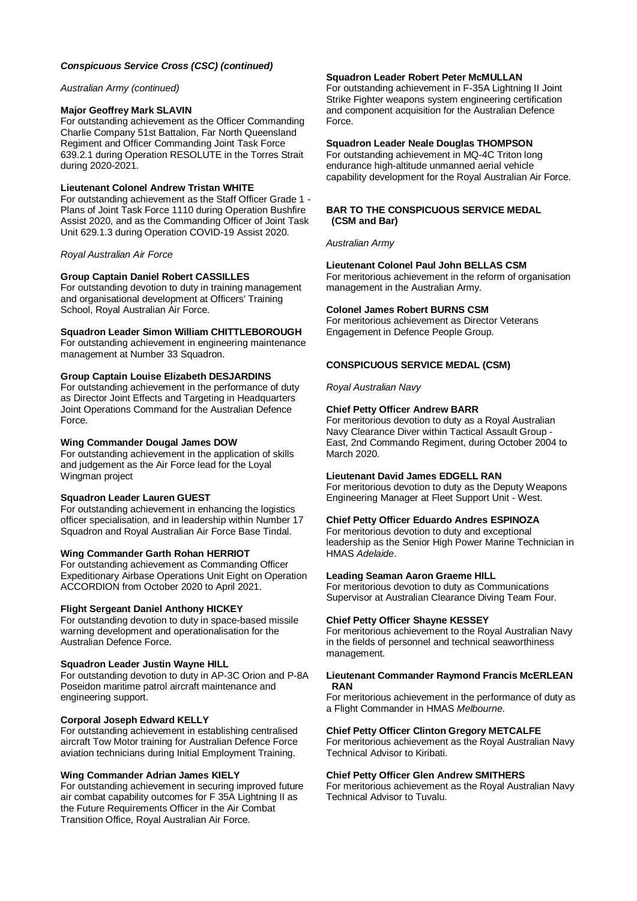***Conspicuous Service Cross (CSC) (continued)***

*Australian Army (continued)*

**Major Geoffrey Mark SLAVIN**
For outstanding achievement as the Officer Commanding Charlie Company 51st Battalion, Far North Queensland Regiment and Officer Commanding Joint Task Force 639.2.1 during Operation RESOLUTE in the Torres Strait during 2020-2021.

**Lieutenant Colonel Andrew Tristan WHITE**
For outstanding achievement as the Staff Officer Grade 1 - Plans of Joint Task Force 1110 during Operation Bushfire Assist 2020, and as the Commanding Officer of Joint Task Unit 629.1.3 during Operation COVID-19 Assist 2020.

*Royal Australian Air Force*

**Group Captain Daniel Robert CASSILLES**
For outstanding devotion to duty in training management and organisational development at Officers' Training School, Royal Australian Air Force.

**Squadron Leader Simon William CHITTLEBOROUGH**
For outstanding achievement in engineering maintenance management at Number 33 Squadron.

**Group Captain Louise Elizabeth DESJARDINS**
For outstanding achievement in the performance of duty as Director Joint Effects and Targeting in Headquarters Joint Operations Command for the Australian Defence Force.

**Wing Commander Dougal James DOW**
For outstanding achievement in the application of skills and judgement as the Air Force lead for the Loyal Wingman project

**Squadron Leader Lauren GUEST**
For outstanding achievement in enhancing the logistics officer specialisation, and in leadership within Number 17 Squadron and Royal Australian Air Force Base Tindal.

**Wing Commander Garth Rohan HERRIOT**
For outstanding achievement as Commanding Officer Expeditionary Airbase Operations Unit Eight on Operation ACCORDION from October 2020 to April 2021.

**Flight Sergeant Daniel Anthony HICKEY**
For outstanding devotion to duty in space-based missile warning development and operationalisation for the Australian Defence Force.

**Squadron Leader Justin Wayne HILL**
For outstanding devotion to duty in AP-3C Orion and P-8A Poseidon maritime patrol aircraft maintenance and engineering support.

**Corporal Joseph Edward KELLY**
For outstanding achievement in establishing centralised aircraft Tow Motor training for Australian Defence Force aviation technicians during Initial Employment Training.

**Wing Commander Adrian James KIELY**
For outstanding achievement in securing improved future air combat capability outcomes for F 35A Lightning II as the Future Requirements Officer in the Air Combat Transition Office, Royal Australian Air Force.

**Squadron Leader Robert Peter McMULLAN**
For outstanding achievement in F-35A Lightning II Joint Strike Fighter weapons system engineering certification and component acquisition for the Australian Defence Force.

**Squadron Leader Neale Douglas THOMPSON**
For outstanding achievement in MQ-4C Triton long endurance high-altitude unmanned aerial vehicle capability development for the Royal Australian Air Force.

**BAR TO THE CONSPICUOUS SERVICE MEDAL (CSM and Bar)**

*Australian Army*

**Lieutenant Colonel Paul John BELLAS CSM**
For meritorious achievement in the reform of organisation management in the Australian Army.

**Colonel James Robert BURNS CSM**
For meritorious achievement as Director Veterans Engagement in Defence People Group.

**CONSPICUOUS SERVICE MEDAL (CSM)**

*Royal Australian Navy*

**Chief Petty Officer Andrew BARR**
For meritorious devotion to duty as a Royal Australian Navy Clearance Diver within Tactical Assault Group - East, 2nd Commando Regiment, during October 2004 to March 2020.

**Lieutenant David James EDGELL RAN**
For meritorious devotion to duty as the Deputy Weapons Engineering Manager at Fleet Support Unit - West.

**Chief Petty Officer Eduardo Andres ESPINOZA**
For meritorious devotion to duty and exceptional leadership as the Senior High Power Marine Technician in HMAS *Adelaide*.

**Leading Seaman Aaron Graeme HILL**
For meritorious devotion to duty as Communications Supervisor at Australian Clearance Diving Team Four.

**Chief Petty Officer Shayne KESSEY**
For meritorious achievement to the Royal Australian Navy in the fields of personnel and technical seaworthiness management.

**Lieutenant Commander Raymond Francis McERLEAN RAN**
For meritorious achievement in the performance of duty as a Flight Commander in HMAS *Melbourne*.

**Chief Petty Officer Clinton Gregory METCALFE**
For meritorious achievement as the Royal Australian Navy Technical Advisor to Kiribati.

**Chief Petty Officer Glen Andrew SMITHERS**
For meritorious achievement as the Royal Australian Navy Technical Advisor to Tuvalu.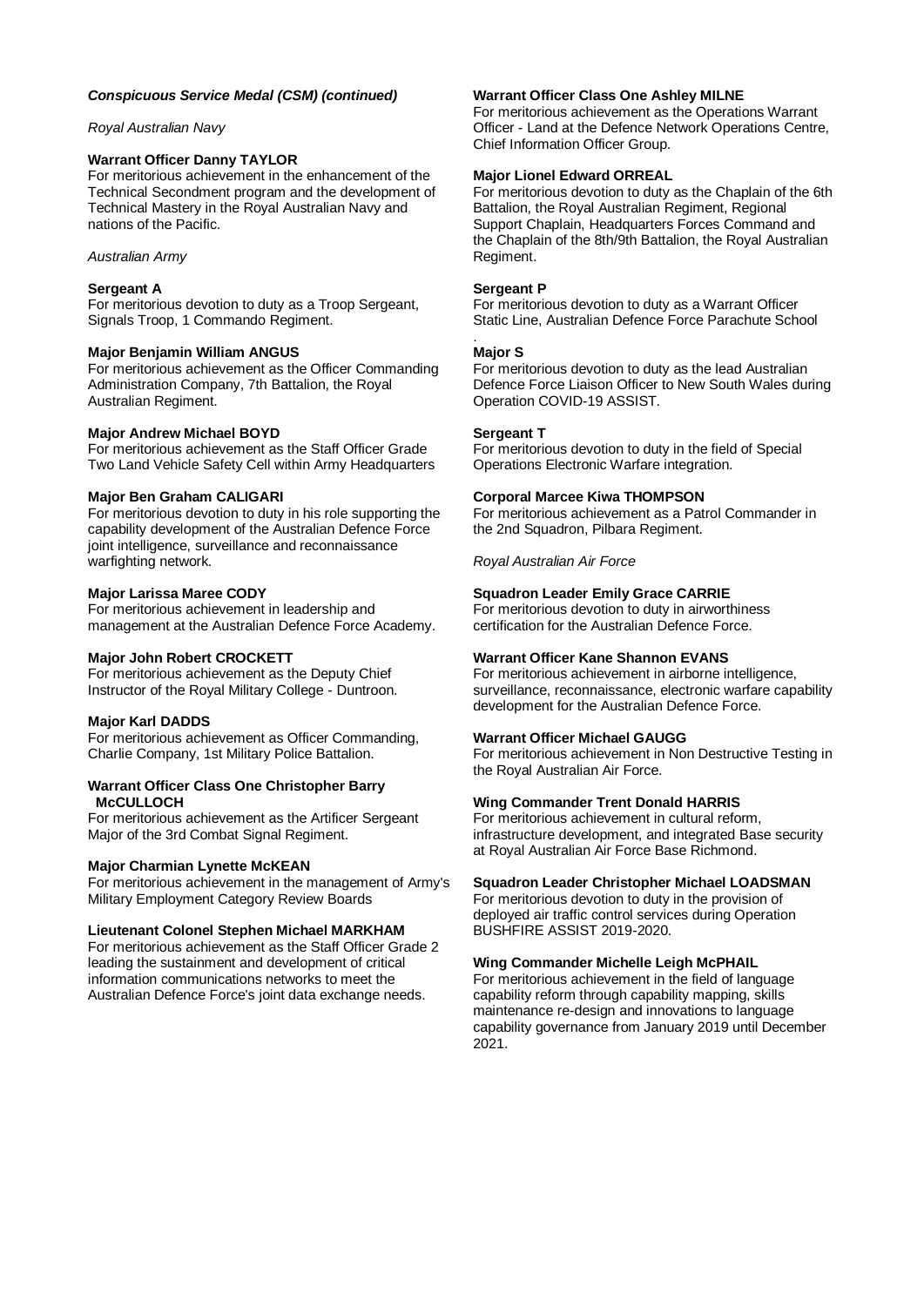***Conspicuous Service Medal (CSM) (continued)***

*Royal Australian Navy*

**Warrant Officer Danny TAYLOR**
For meritorious achievement in the enhancement of the Technical Secondment program and the development of Technical Mastery in the Royal Australian Navy and nations of the Pacific.

*Australian Army*

**Sergeant A**
For meritorious devotion to duty as a Troop Sergeant, Signals Troop, 1 Commando Regiment.

**Major Benjamin William ANGUS**
For meritorious achievement as the Officer Commanding Administration Company, 7th Battalion, the Royal Australian Regiment.

**Major Andrew Michael BOYD**
For meritorious achievement as the Staff Officer Grade Two Land Vehicle Safety Cell within Army Headquarters

**Major Ben Graham CALIGARI**
For meritorious devotion to duty in his role supporting the capability development of the Australian Defence Force joint intelligence, surveillance and reconnaissance warfighting network.

**Major Larissa Maree CODY**
For meritorious achievement in leadership and management at the Australian Defence Force Academy.

**Major John Robert CROCKETT**
For meritorious achievement as the Deputy Chief Instructor of the Royal Military College - Duntroon.

**Major Karl DADDS**
For meritorious achievement as Officer Commanding, Charlie Company, 1st Military Police Battalion.

**Warrant Officer Class One Christopher Barry McCULLOCH**
For meritorious achievement as the Artificer Sergeant Major of the 3rd Combat Signal Regiment.

**Major Charmian Lynette McKEAN**
For meritorious achievement in the management of Army's Military Employment Category Review Boards

**Lieutenant Colonel Stephen Michael MARKHAM**
For meritorious achievement as the Staff Officer Grade 2 leading the sustainment and development of critical information communications networks to meet the Australian Defence Force's joint data exchange needs.

**Warrant Officer Class One Ashley MILNE**
For meritorious achievement as the Operations Warrant Officer - Land at the Defence Network Operations Centre, Chief Information Officer Group.

**Major Lionel Edward ORREAL**
For meritorious devotion to duty as the Chaplain of the 6th Battalion, the Royal Australian Regiment, Regional Support Chaplain, Headquarters Forces Command and the Chaplain of the 8th/9th Battalion, the Royal Australian Regiment.

**Sergeant P**
For meritorious devotion to duty as a Warrant Officer Static Line, Australian Defence Force Parachute School
.

**Major S**
For meritorious devotion to duty as the lead Australian Defence Force Liaison Officer to New South Wales during Operation COVID-19 ASSIST.

**Sergeant T**
For meritorious devotion to duty in the field of Special Operations Electronic Warfare integration.

**Corporal Marcee Kiwa THOMPSON**
For meritorious achievement as a Patrol Commander in the 2nd Squadron, Pilbara Regiment.

*Royal Australian Air Force*

**Squadron Leader Emily Grace CARRIE**
For meritorious devotion to duty in airworthiness certification for the Australian Defence Force.

**Warrant Officer Kane Shannon EVANS**
For meritorious achievement in airborne intelligence, surveillance, reconnaissance, electronic warfare capability development for the Australian Defence Force.

**Warrant Officer Michael GAUGG**
For meritorious achievement in Non Destructive Testing in the Royal Australian Air Force.

**Wing Commander Trent Donald HARRIS**
For meritorious achievement in cultural reform, infrastructure development, and integrated Base security at Royal Australian Air Force Base Richmond.

**Squadron Leader Christopher Michael LOADSMAN**
For meritorious devotion to duty in the provision of deployed air traffic control services during Operation BUSHFIRE ASSIST 2019-2020.

**Wing Commander Michelle Leigh McPHAIL**
For meritorious achievement in the field of language capability reform through capability mapping, skills maintenance re-design and innovations to language capability governance from January 2019 until December 2021.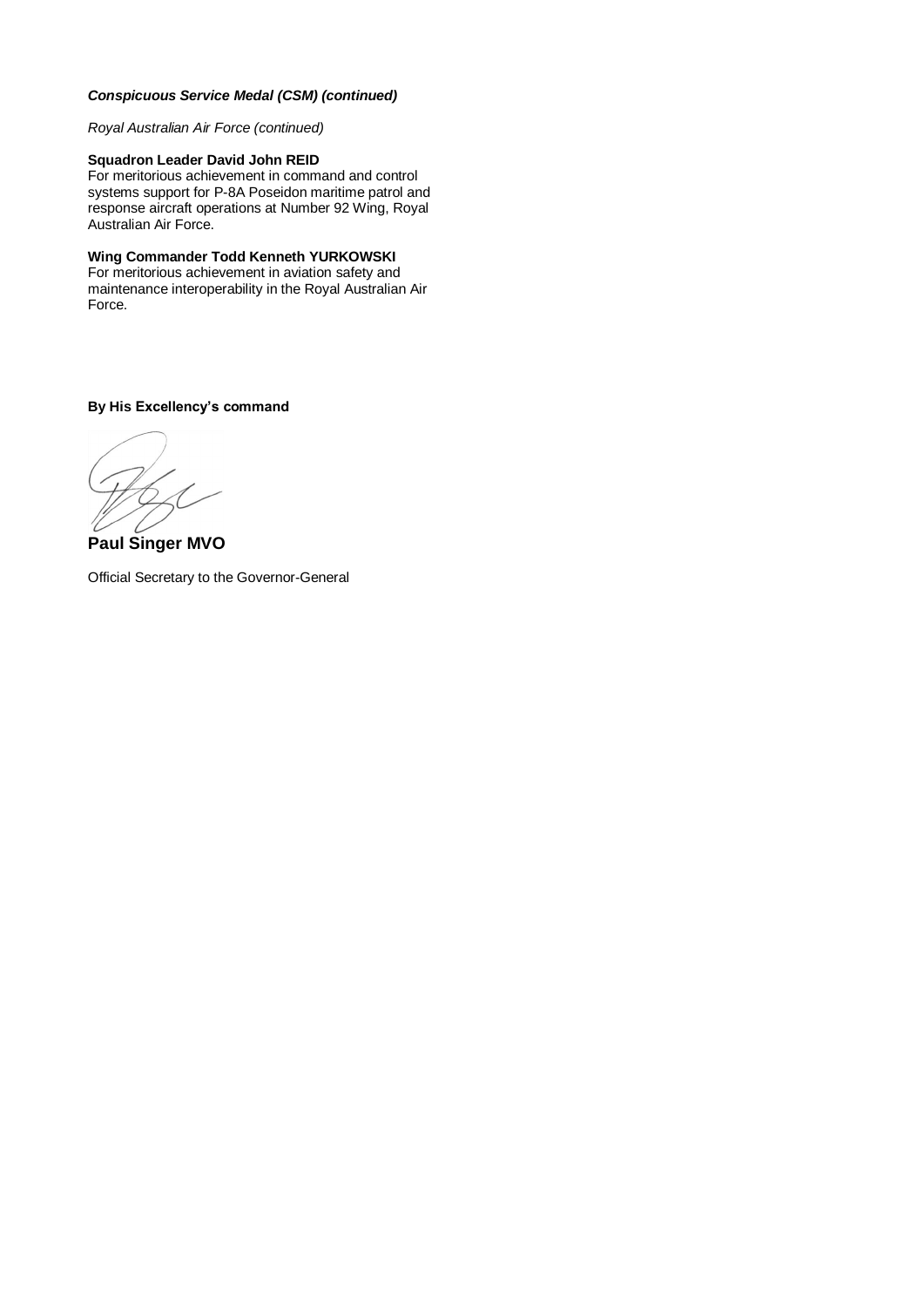***Conspicuous Service Medal (CSM) (continued)***

*Royal Australian Air Force (continued)*

**Squadron Leader David John REID**
For meritorious achievement in command and control systems support for P-8A Poseidon maritime patrol and response aircraft operations at Number 92 Wing, Royal Australian Air Force.

**Wing Commander Todd Kenneth YURKOWSKI**
For meritorious achievement in aviation safety and maintenance interoperability in the Royal Australian Air Force.

**By His Excellency's command**

**Paul Singer MVO**

Official Secretary to the Governor-General